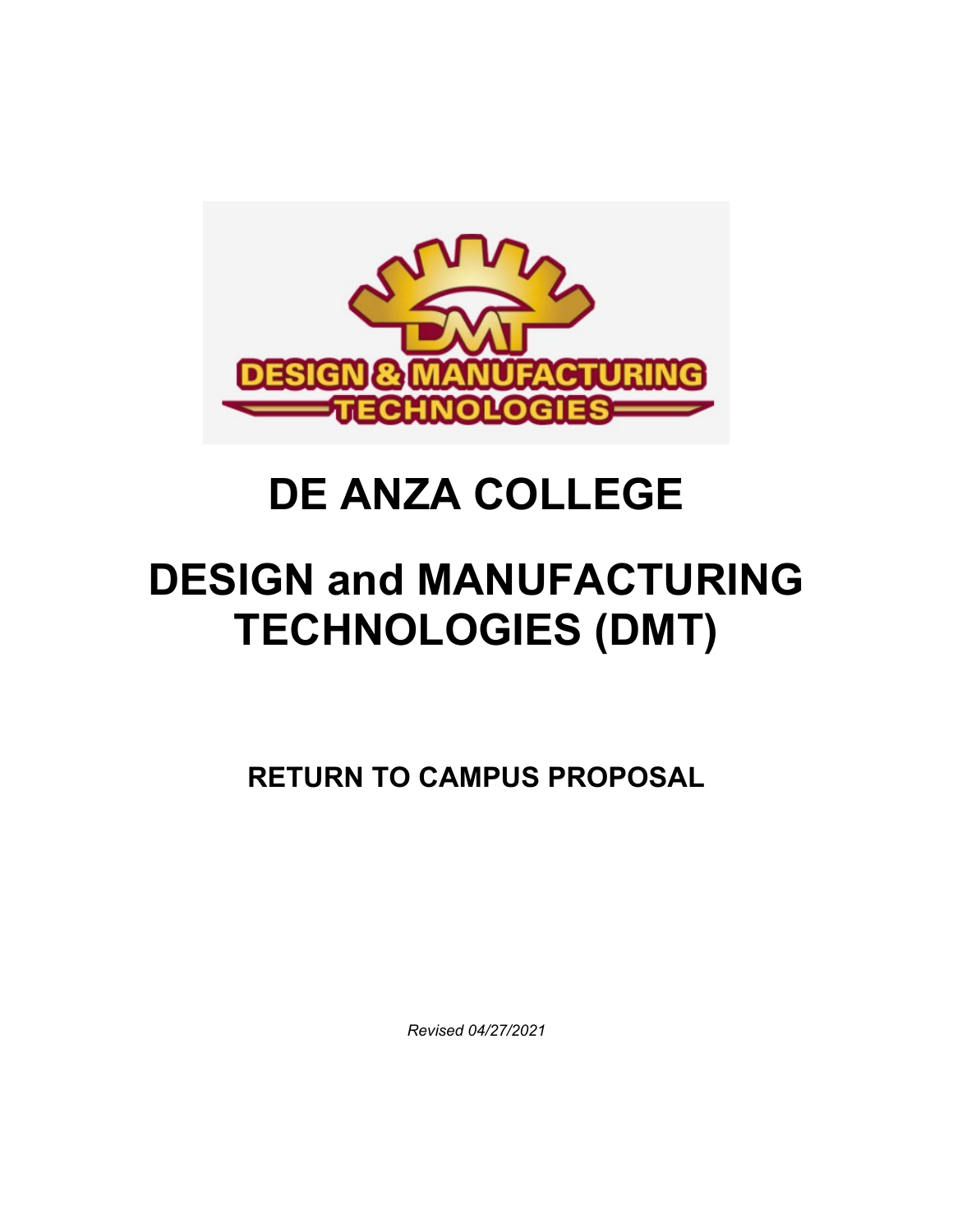# DE ANZA COLLEGE

# DESIGN and MANUFACTURING TECHNOLOGIES (DMT)

## RETURN TO CAMPUS PROPOSAL

*Revised 04/27/2021*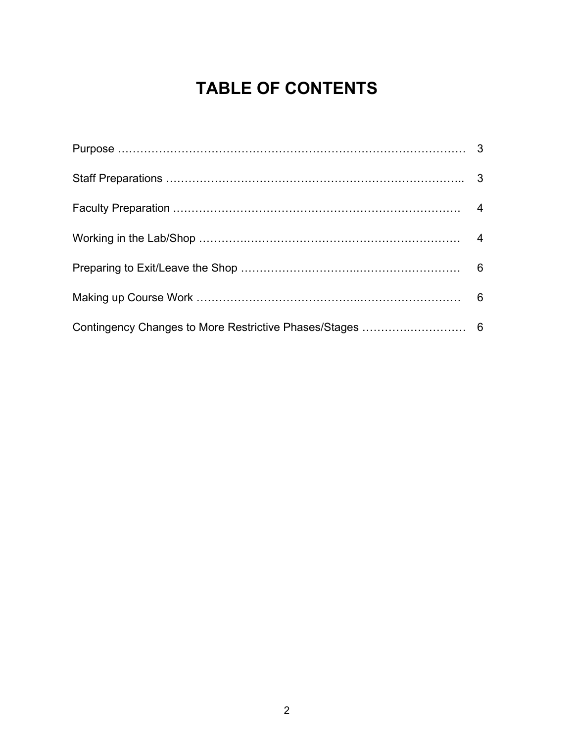# TABLE OF CONTENTS

Purpose …………………………………………………………………………………… 3

Staff Preparations ……………………………………………………………………….. 3

Faculty Preparation ……………………………………………………………………. 4

Working in the Lab/Shop ……………………………………………………………… 4

Preparing to Exit/Leave the Shop ……………………………………………………… 6

Making up Course Work ……………………………………………………………… 6

Contingency Changes to More Restrictive Phases/Stages ……………………… 6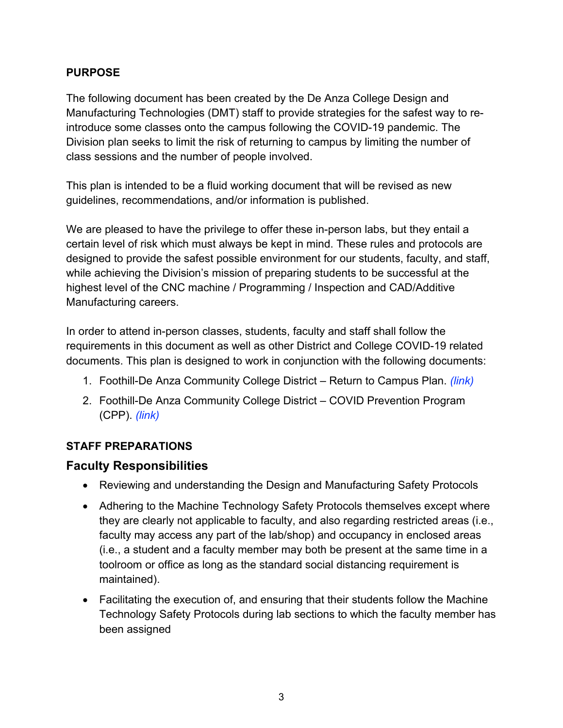## PURPOSE

The following document has been created by the De Anza College Design and Manufacturing Technologies (DMT) staff to provide strategies for the safest way to re-introduce some classes onto the campus following the COVID-19 pandemic. The Division plan seeks to limit the risk of returning to campus by limiting the number of class sessions and the number of people involved.

This plan is intended to be a fluid working document that will be revised as new guidelines, recommendations, and/or information is published.

We are pleased to have the privilege to offer these in-person labs, but they entail a certain level of risk which must always be kept in mind. These rules and protocols are designed to provide the safest possible environment for our students, faculty, and staff, while achieving the Division's mission of preparing students to be successful at the highest level of the CNC machine / Programming / Inspection and CAD/Additive Manufacturing careers.

In order to attend in-person classes, students, faculty and staff shall follow the requirements in this document as well as other District and College COVID-19 related documents. This plan is designed to work in conjunction with the following documents:

1. Foothill-De Anza Community College District – Return to Campus Plan. *(link)*
2. Foothill-De Anza Community College District – COVID Prevention Program (CPP). *(link)*

## STAFF PREPARATIONS

### Faculty Responsibilities

- Reviewing and understanding the Design and Manufacturing Safety Protocols
- Adhering to the Machine Technology Safety Protocols themselves except where they are clearly not applicable to faculty, and also regarding restricted areas (i.e., faculty may access any part of the lab/shop) and occupancy in enclosed areas (i.e., a student and a faculty member may both be present at the same time in a toolroom or office as long as the standard social distancing requirement is maintained).
- Facilitating the execution of, and ensuring that their students follow the Machine Technology Safety Protocols during lab sections to which the faculty member has been assigned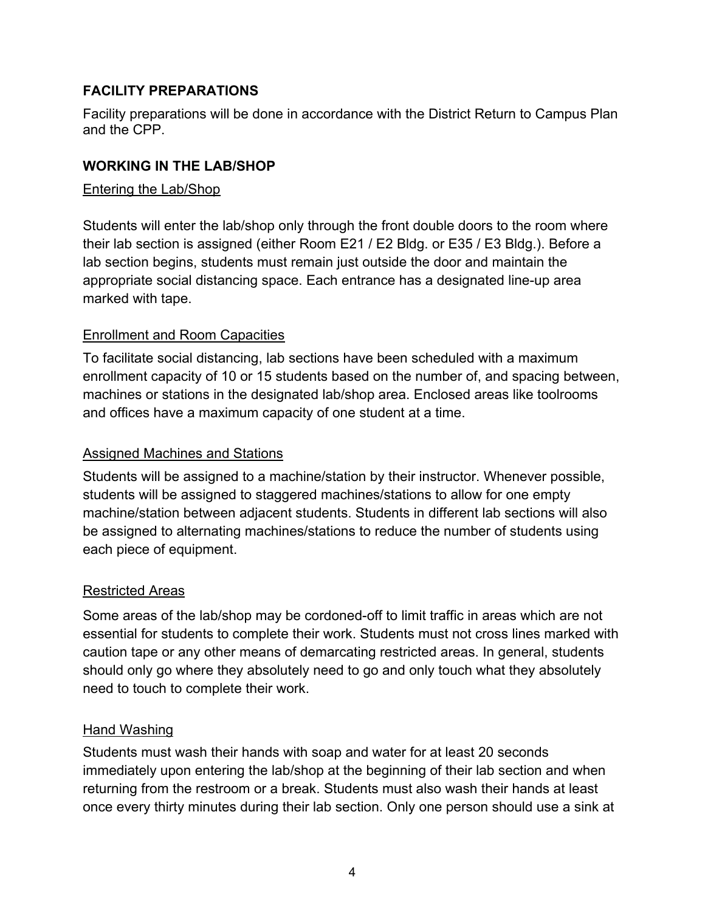## FACILITY PREPARATIONS

Facility preparations will be done in accordance with the District Return to Campus Plan and the CPP.

## WORKING IN THE LAB/SHOP

### Entering the Lab/Shop

Students will enter the lab/shop only through the front double doors to the room where their lab section is assigned (either Room E21 / E2 Bldg. or E35 / E3 Bldg.). Before a lab section begins, students must remain just outside the door and maintain the appropriate social distancing space. Each entrance has a designated line-up area marked with tape.

### Enrollment and Room Capacities

To facilitate social distancing, lab sections have been scheduled with a maximum enrollment capacity of 10 or 15 students based on the number of, and spacing between, machines or stations in the designated lab/shop area. Enclosed areas like toolrooms and offices have a maximum capacity of one student at a time.

### Assigned Machines and Stations

Students will be assigned to a machine/station by their instructor. Whenever possible, students will be assigned to staggered machines/stations to allow for one empty machine/station between adjacent students. Students in different lab sections will also be assigned to alternating machines/stations to reduce the number of students using each piece of equipment.

### Restricted Areas

Some areas of the lab/shop may be cordoned-off to limit traffic in areas which are not essential for students to complete their work. Students must not cross lines marked with caution tape or any other means of demarcating restricted areas. In general, students should only go where they absolutely need to go and only touch what they absolutely need to touch to complete their work.

### Hand Washing

Students must wash their hands with soap and water for at least 20 seconds immediately upon entering the lab/shop at the beginning of their lab section and when returning from the restroom or a break. Students must also wash their hands at least once every thirty minutes during their lab section. Only one person should use a sink at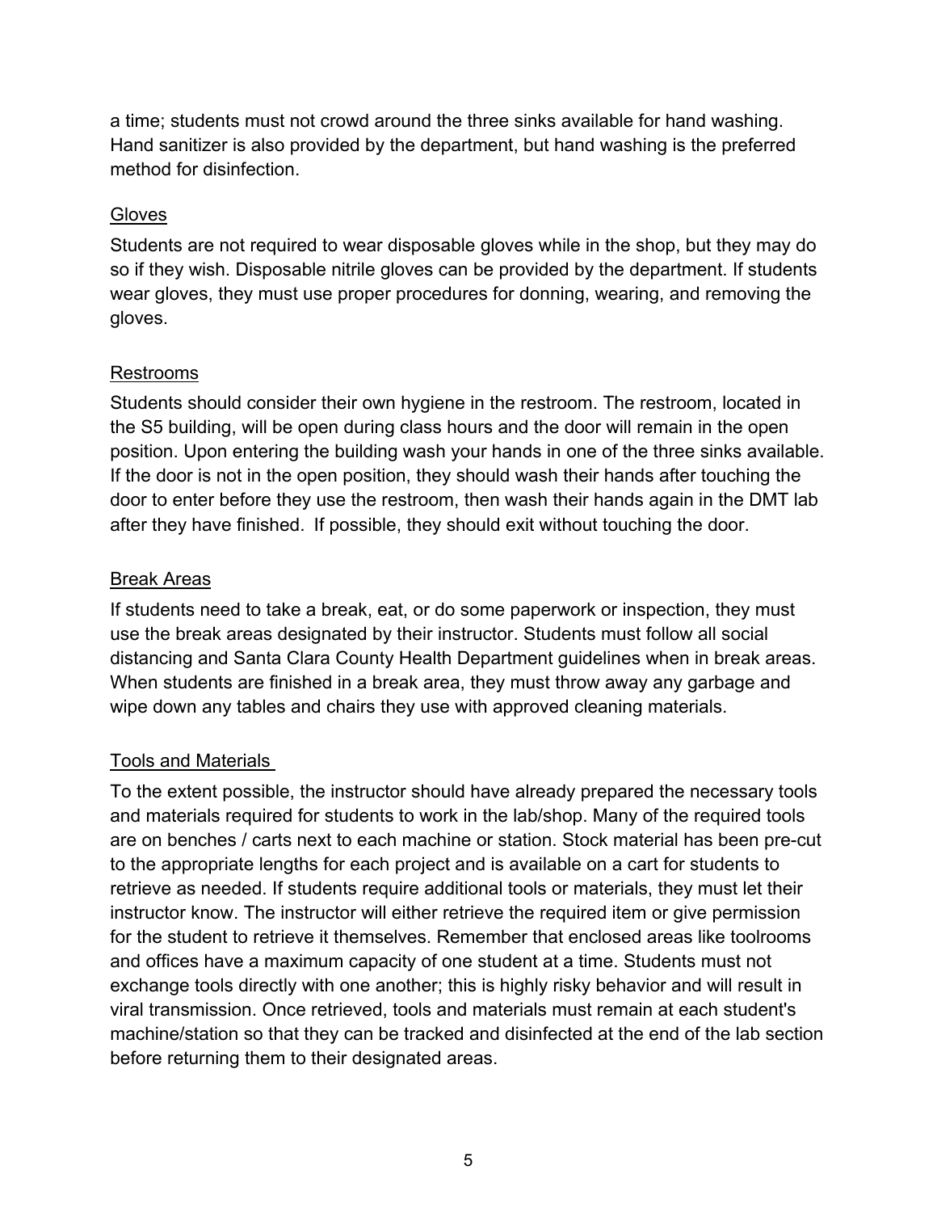a time; students must not crowd around the three sinks available for hand washing. Hand sanitizer is also provided by the department, but hand washing is the preferred method for disinfection.

### Gloves

Students are not required to wear disposable gloves while in the shop, but they may do so if they wish. Disposable nitrile gloves can be provided by the department. If students wear gloves, they must use proper procedures for donning, wearing, and removing the gloves.

### Restrooms

Students should consider their own hygiene in the restroom. The restroom, located in the S5 building, will be open during class hours and the door will remain in the open position. Upon entering the building wash your hands in one of the three sinks available. If the door is not in the open position, they should wash their hands after touching the door to enter before they use the restroom, then wash their hands again in the DMT lab after they have finished. If possible, they should exit without touching the door.

### Break Areas

If students need to take a break, eat, or do some paperwork or inspection, they must use the break areas designated by their instructor. Students must follow all social distancing and Santa Clara County Health Department guidelines when in break areas. When students are finished in a break area, they must throw away any garbage and wipe down any tables and chairs they use with approved cleaning materials.

### Tools and Materials

To the extent possible, the instructor should have already prepared the necessary tools and materials required for students to work in the lab/shop. Many of the required tools are on benches / carts next to each machine or station. Stock material has been pre-cut to the appropriate lengths for each project and is available on a cart for students to retrieve as needed. If students require additional tools or materials, they must let their instructor know. The instructor will either retrieve the required item or give permission for the student to retrieve it themselves. Remember that enclosed areas like toolrooms and offices have a maximum capacity of one student at a time. Students must not exchange tools directly with one another; this is highly risky behavior and will result in viral transmission. Once retrieved, tools and materials must remain at each student's machine/station so that they can be tracked and disinfected at the end of the lab section before returning them to their designated areas.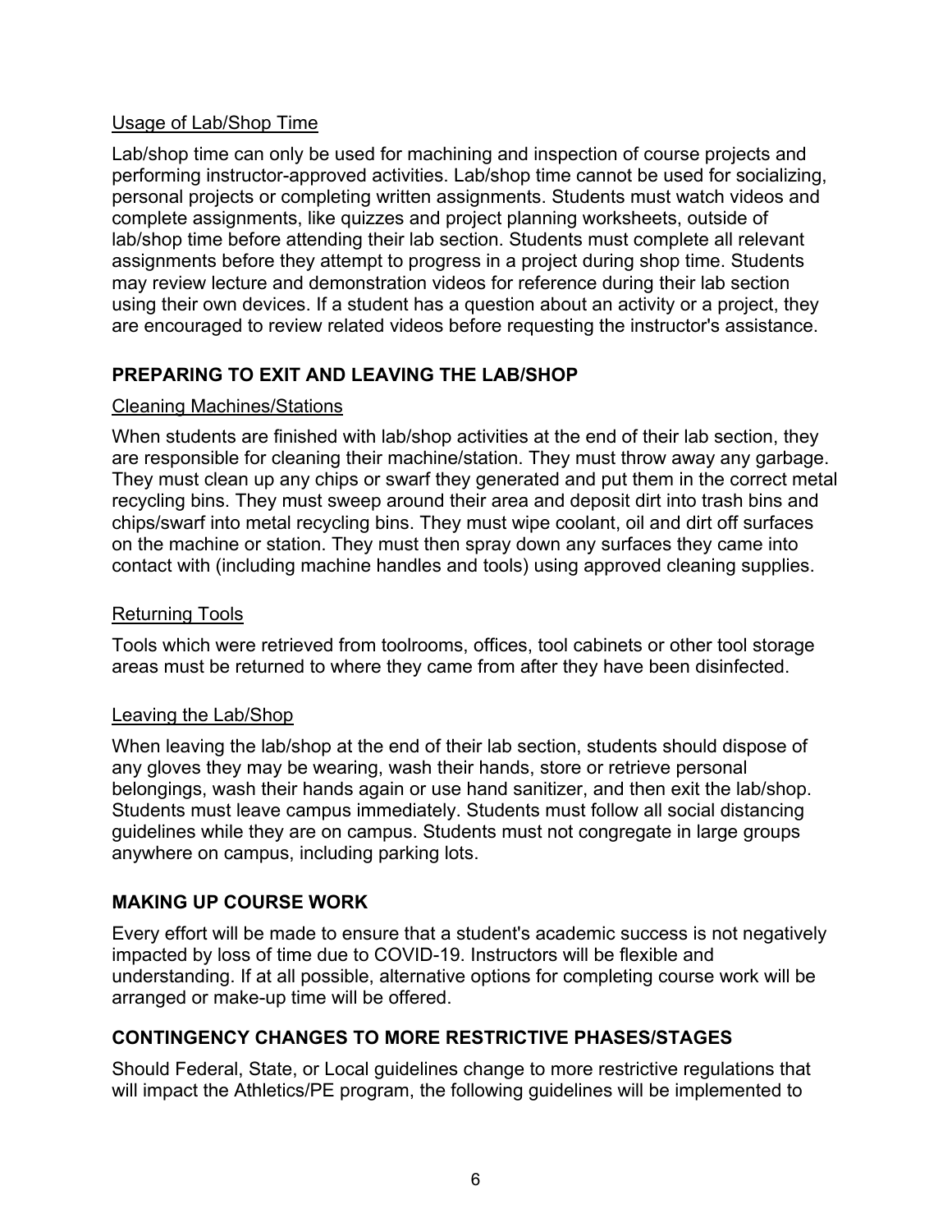Usage of Lab/Shop Time

Lab/shop time can only be used for machining and inspection of course projects and performing instructor-approved activities. Lab/shop time cannot be used for socializing, personal projects or completing written assignments. Students must watch videos and complete assignments, like quizzes and project planning worksheets, outside of lab/shop time before attending their lab section. Students must complete all relevant assignments before they attempt to progress in a project during shop time. Students may review lecture and demonstration videos for reference during their lab section using their own devices. If a student has a question about an activity or a project, they are encouraged to review related videos before requesting the instructor's assistance.

## PREPARING TO EXIT AND LEAVING THE LAB/SHOP

Cleaning Machines/Stations

When students are finished with lab/shop activities at the end of their lab section, they are responsible for cleaning their machine/station. They must throw away any garbage. They must clean up any chips or swarf they generated and put them in the correct metal recycling bins. They must sweep around their area and deposit dirt into trash bins and chips/swarf into metal recycling bins. They must wipe coolant, oil and dirt off surfaces on the machine or station. They must then spray down any surfaces they came into contact with (including machine handles and tools) using approved cleaning supplies.

Returning Tools

Tools which were retrieved from toolrooms, offices, tool cabinets or other tool storage areas must be returned to where they came from after they have been disinfected.

Leaving the Lab/Shop

When leaving the lab/shop at the end of their lab section, students should dispose of any gloves they may be wearing, wash their hands, store or retrieve personal belongings, wash their hands again or use hand sanitizer, and then exit the lab/shop. Students must leave campus immediately. Students must follow all social distancing guidelines while they are on campus. Students must not congregate in large groups anywhere on campus, including parking lots.

## MAKING UP COURSE WORK

Every effort will be made to ensure that a student's academic success is not negatively impacted by loss of time due to COVID-19. Instructors will be flexible and understanding. If at all possible, alternative options for completing course work will be arranged or make-up time will be offered.

## CONTINGENCY CHANGES TO MORE RESTRICTIVE PHASES/STAGES

Should Federal, State, or Local guidelines change to more restrictive regulations that will impact the Athletics/PE program, the following guidelines will be implemented to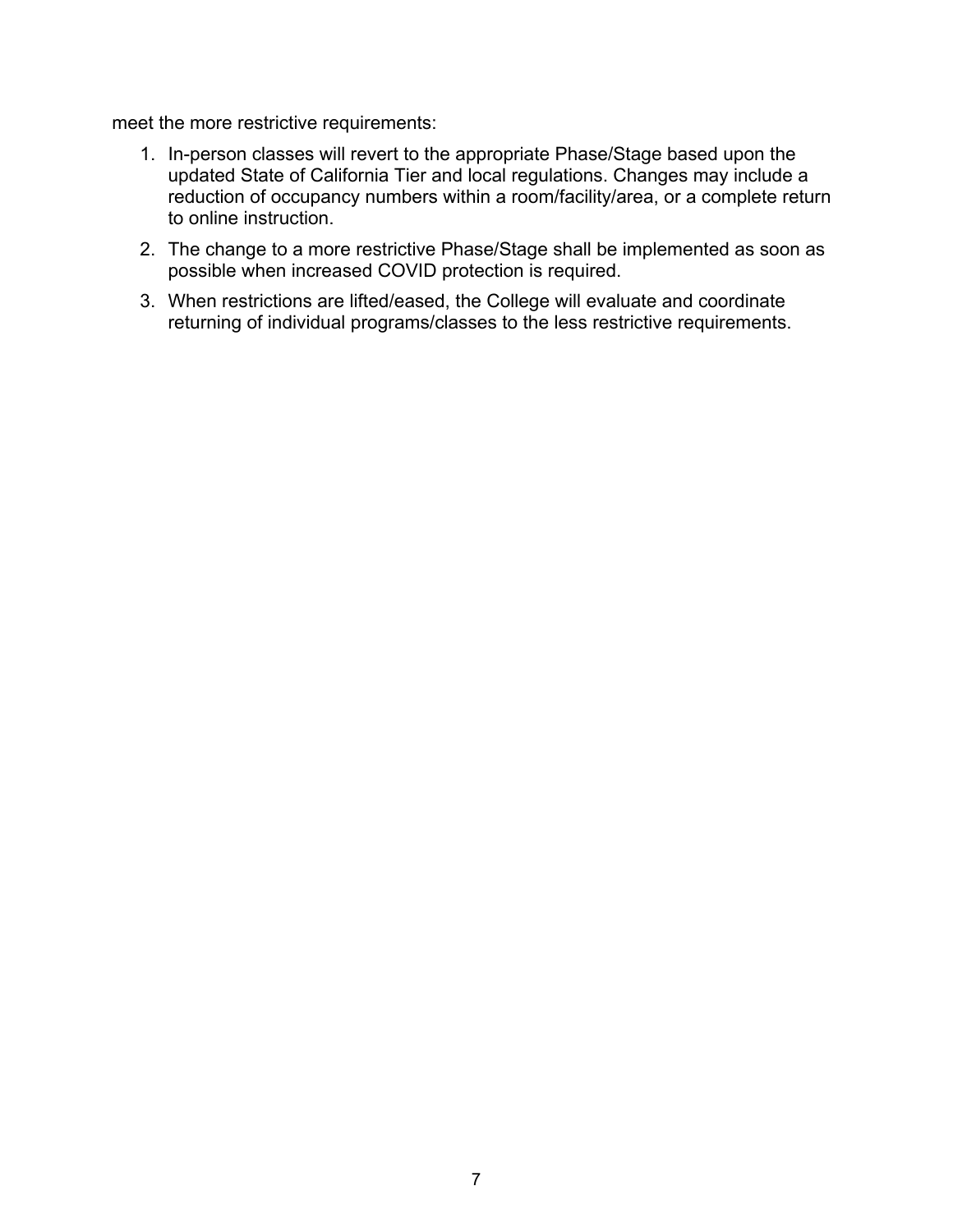meet the more restrictive requirements:

1. In-person classes will revert to the appropriate Phase/Stage based upon the updated State of California Tier and local regulations. Changes may include a reduction of occupancy numbers within a room/facility/area, or a complete return to online instruction.
2. The change to a more restrictive Phase/Stage shall be implemented as soon as possible when increased COVID protection is required.
3. When restrictions are lifted/eased, the College will evaluate and coordinate returning of individual programs/classes to the less restrictive requirements.